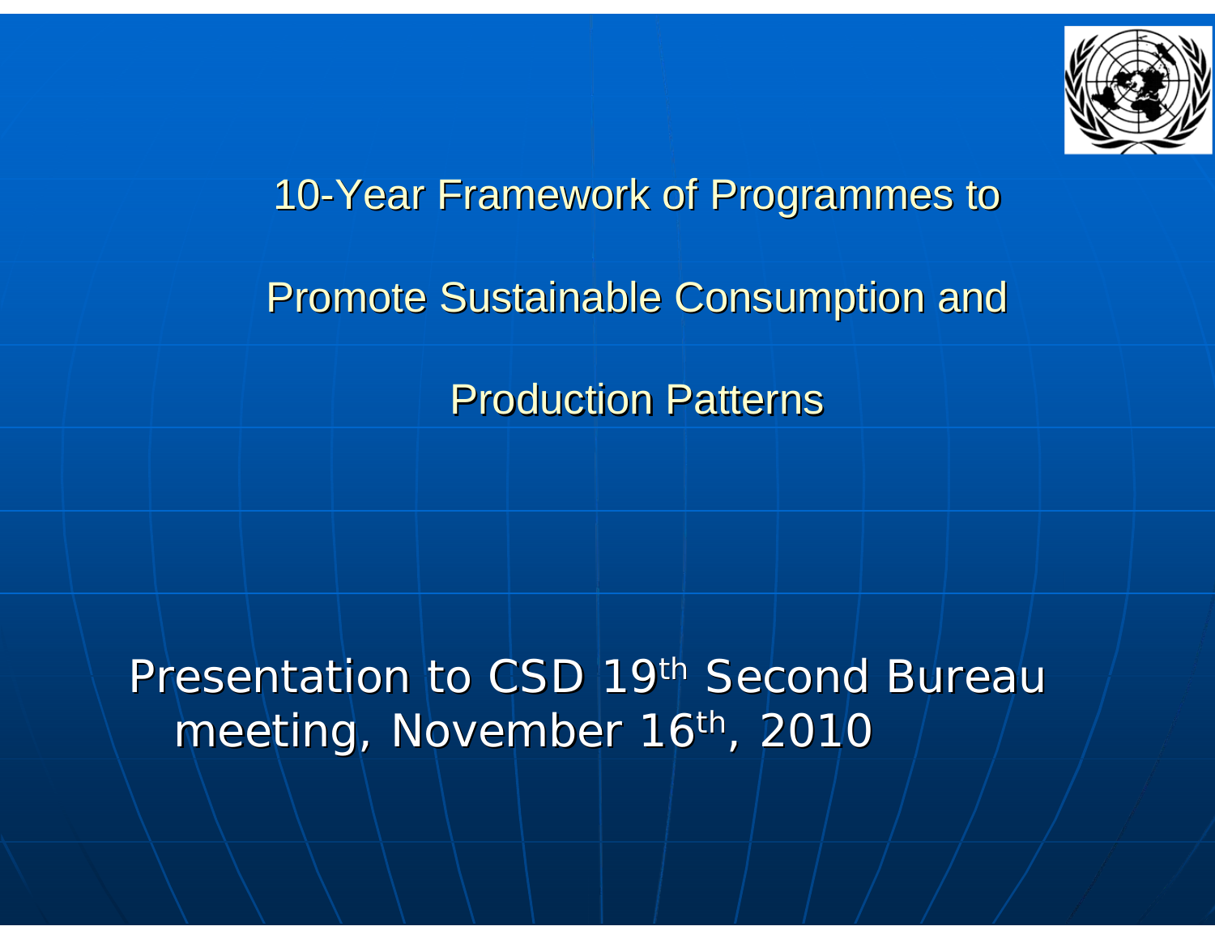# 10-Year Framework of Programmes to Promote Sustainable Consumption and Production Patterns

Presentation to CSD 19th Second Bureau meeting, November 16th, 2010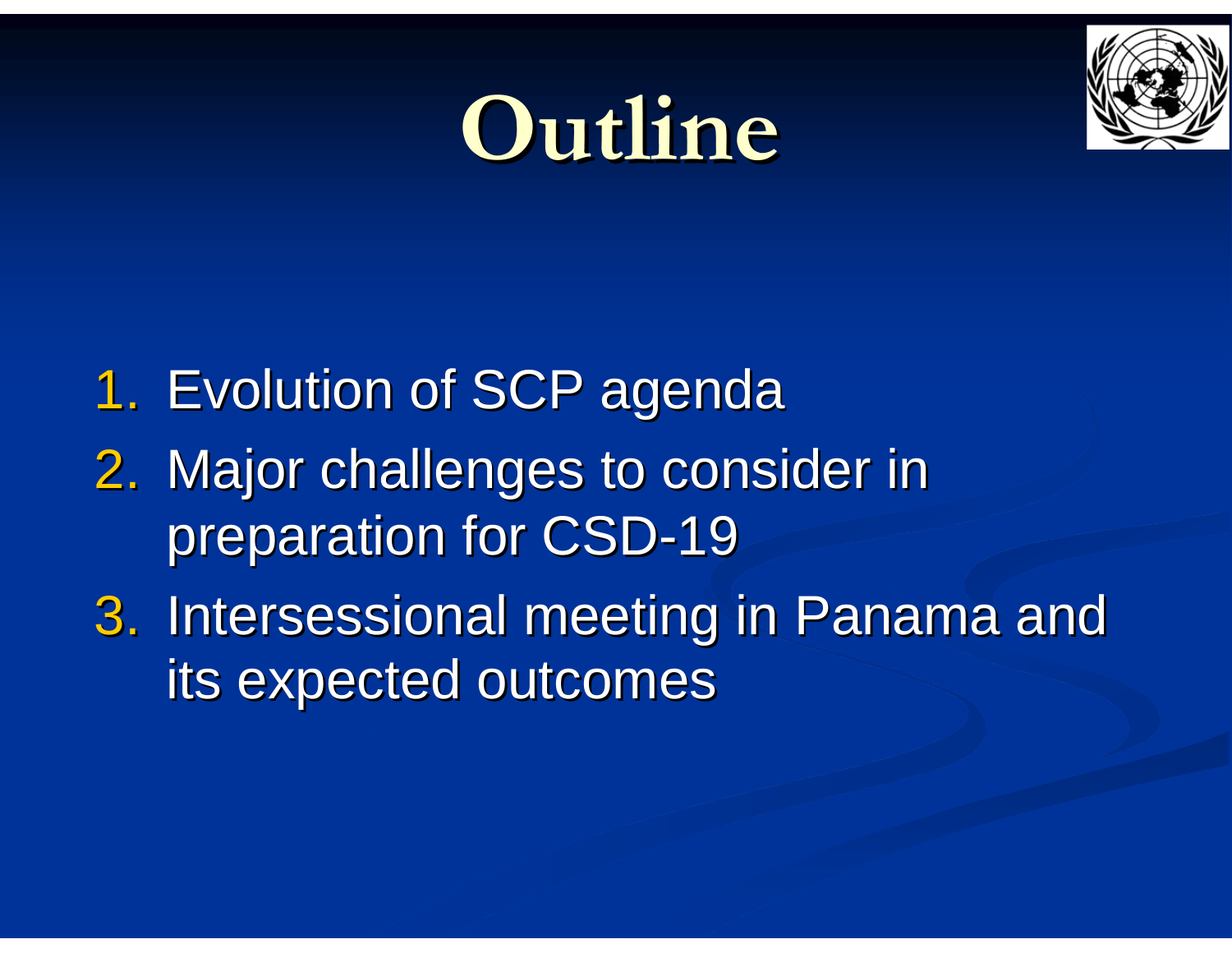# Outline

1. Evolution of SCP agenda
2. Major challenges to consider in preparation for CSD-19
3. Intersessional meeting in Panama and its expected outcomes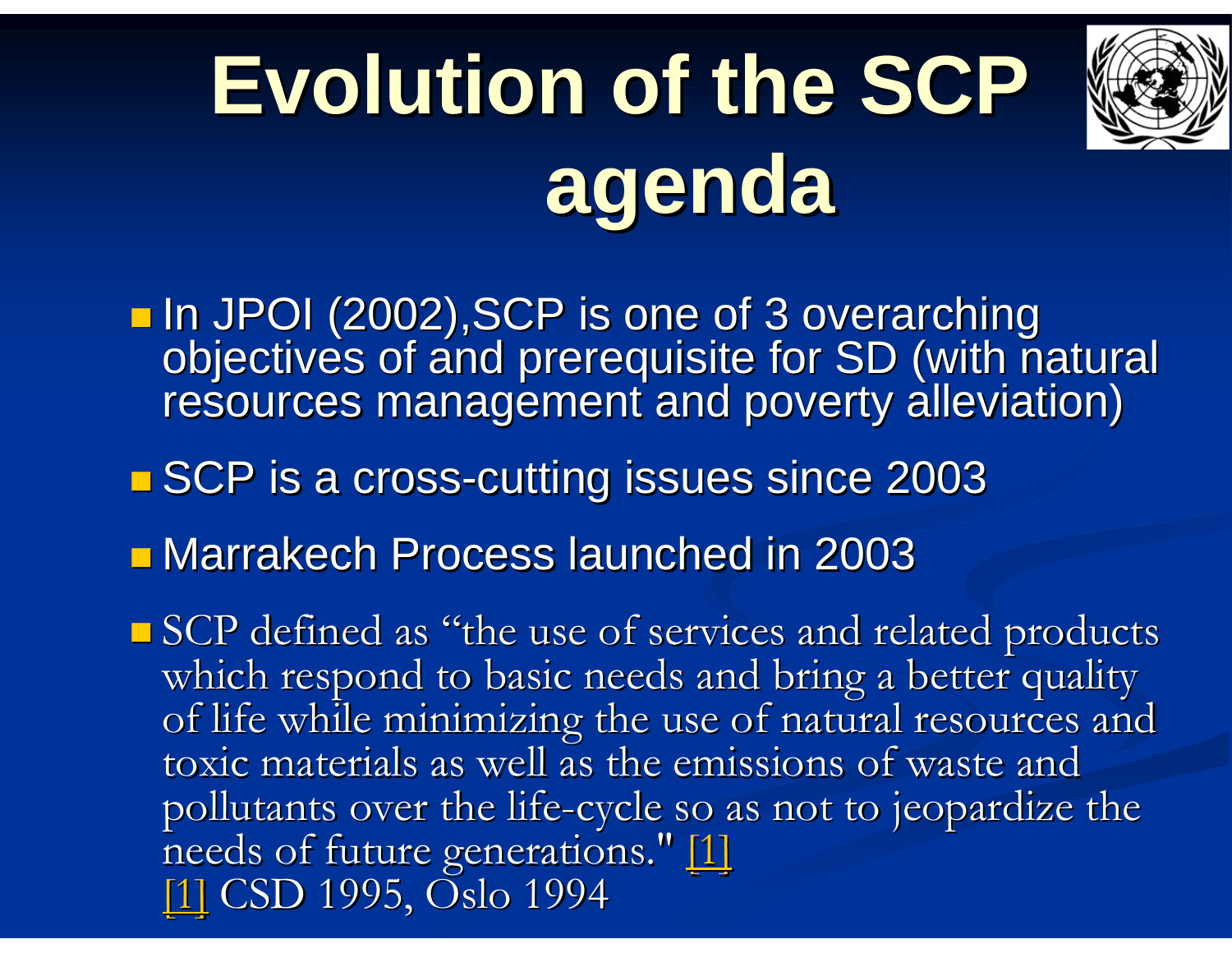# Evolution of the SCP agenda

- In JPOI (2002),SCP is one of 3 overarching objectives of and prerequisite for SD (with natural resources management and poverty alleviation)
- SCP is a cross-cutting issues since 2003
- Marrakech Process launched in 2003
- SCP defined as "the use of services and related products which respond to basic needs and bring a better quality of life while minimizing the use of natural resources and toxic materials as well as the emissions of waste and pollutants over the life-cycle so as not to jeopardize the needs of future generations." [1]
  [1] CSD 1995, Oslo 1994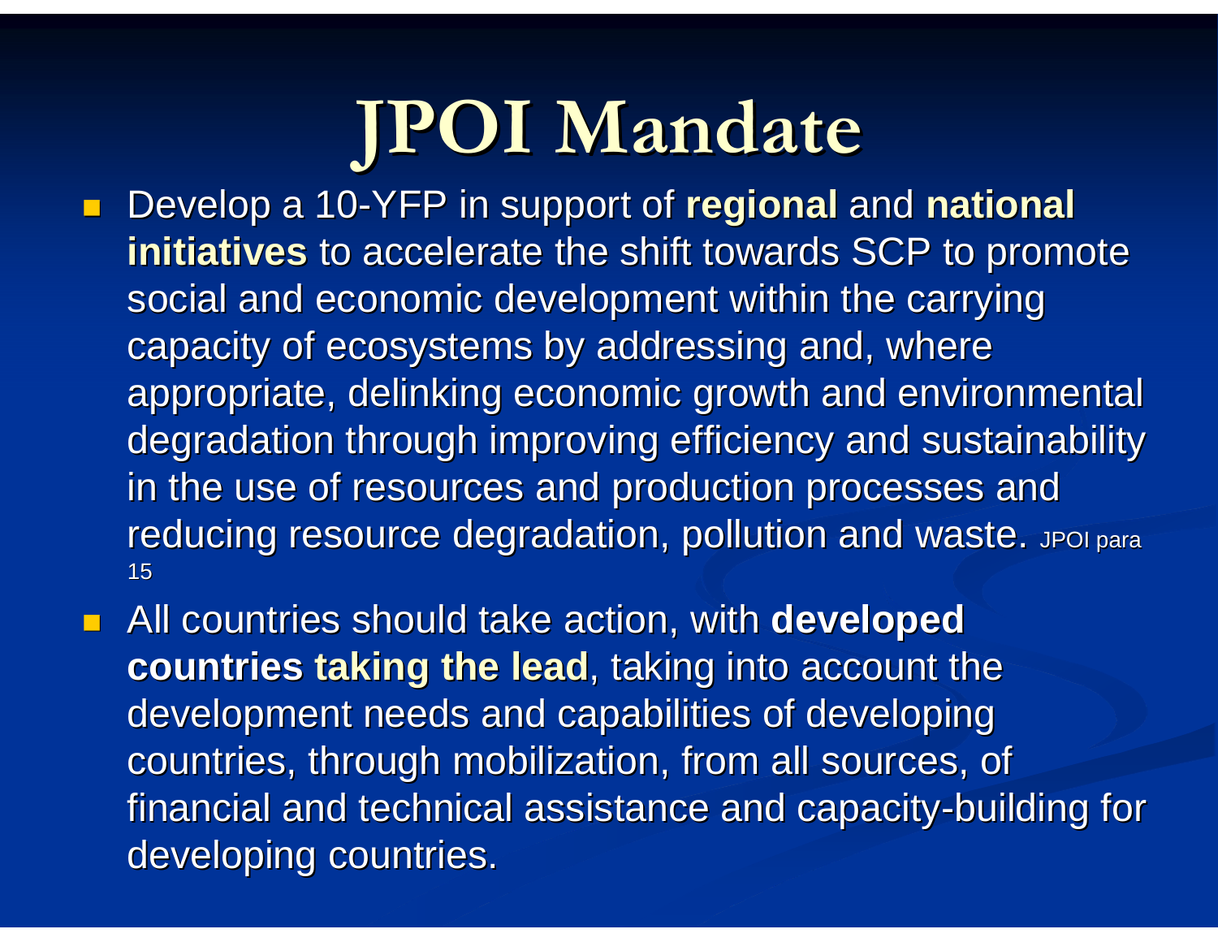# JPOI Mandate

- Develop a 10-YFP in support of **regional** and **national initiatives** to accelerate the shift towards SCP to promote social and economic development within the carrying capacity of ecosystems by addressing and, where appropriate, delinking economic growth and environmental degradation through improving efficiency and sustainability in the use of resources and production processes and reducing resource degradation, pollution and waste. JPOI para 15
- All countries should take action, with **developed countries taking the lead**, taking into account the development needs and capabilities of developing countries, through mobilization, from all sources, of financial and technical assistance and capacity-building for developing countries.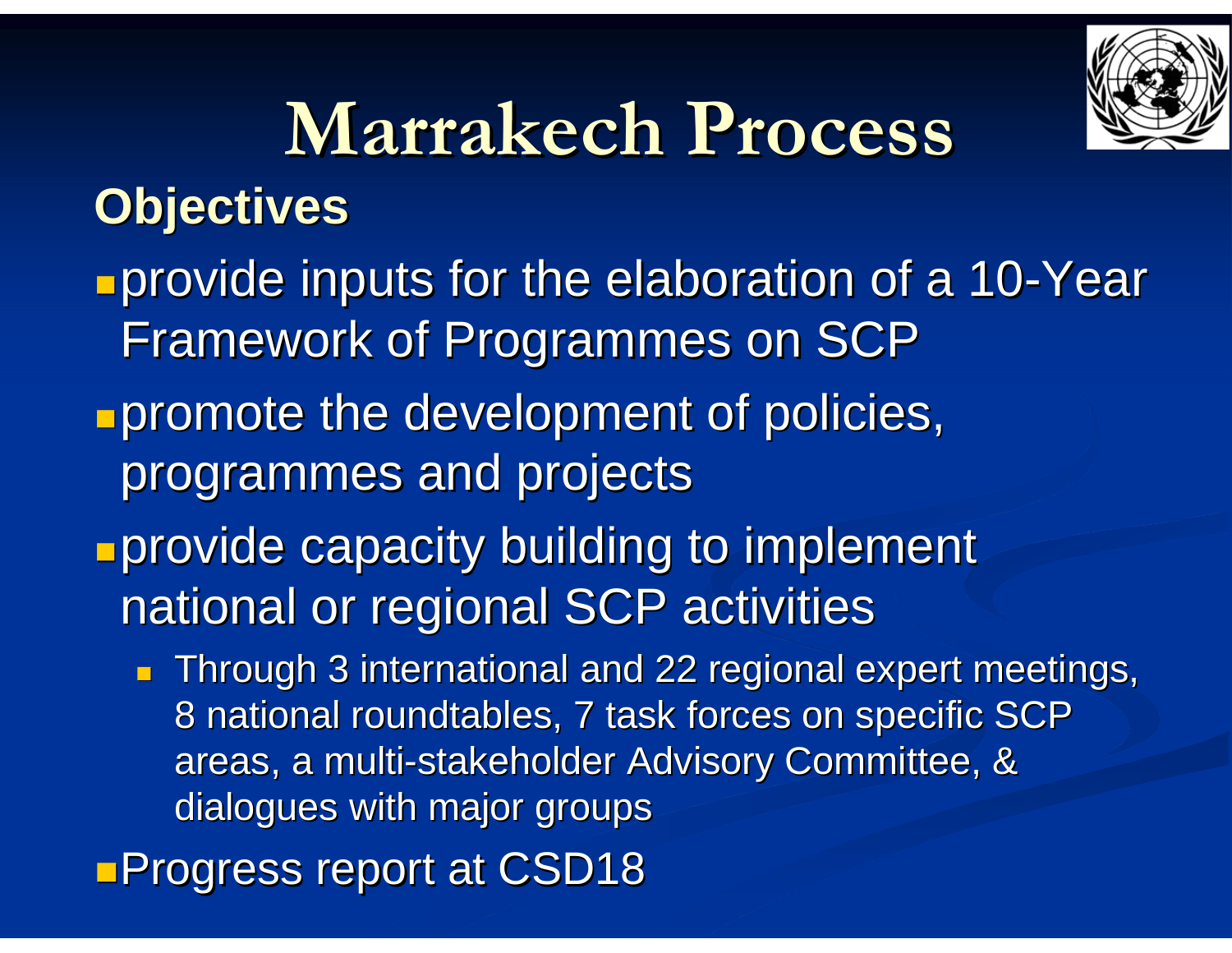# Marrakech Process

## Objectives

- provide inputs for the elaboration of a 10-Year Framework of Programmes on SCP
- promote the development of policies, programmes and projects
- provide capacity building to implement national or regional SCP activities
  - Through 3 international and 22 regional expert meetings, 8 national roundtables, 7 task forces on specific SCP areas, a multi-stakeholder Advisory Committee, & dialogues with major groups
- Progress report at CSD18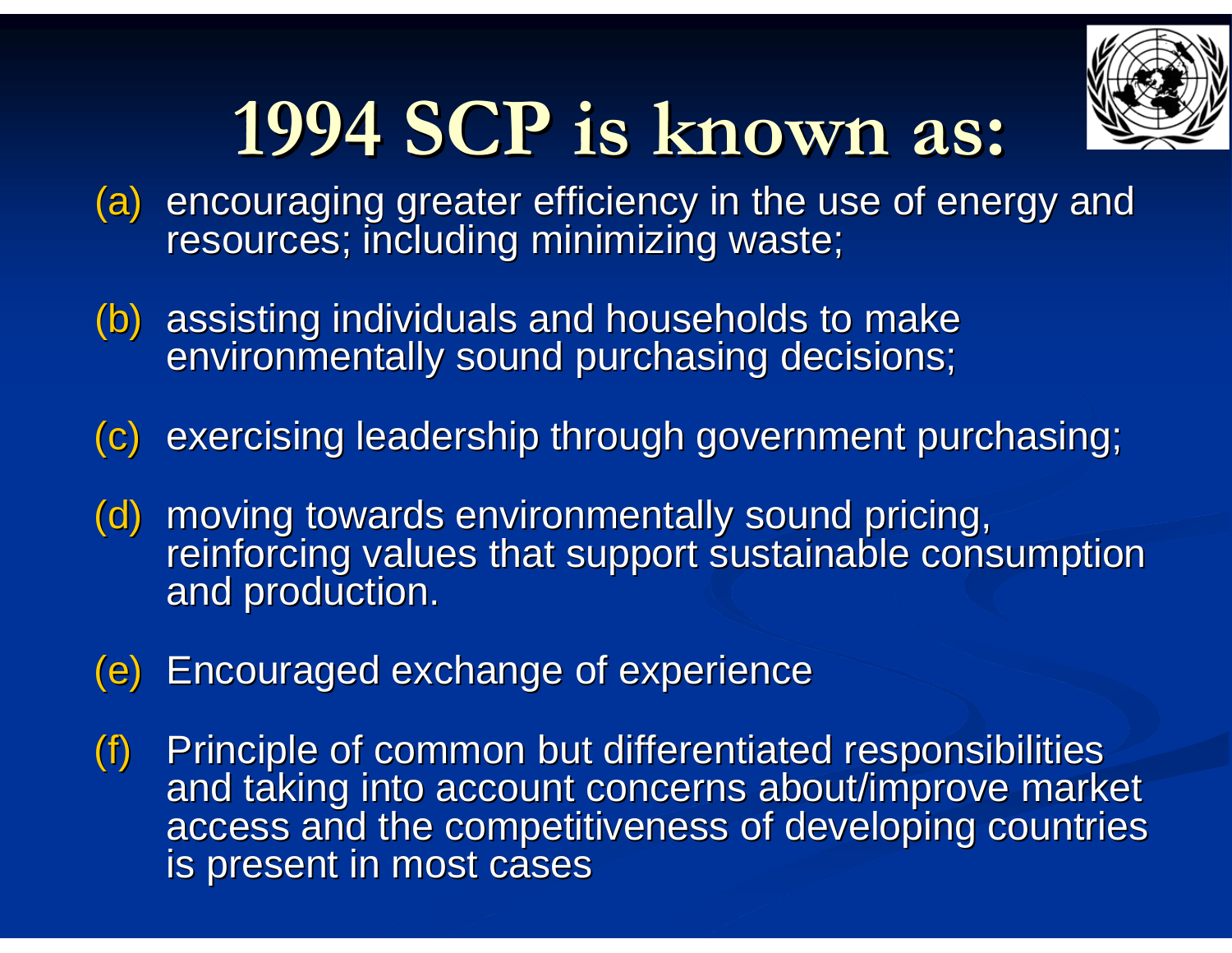# 1994 SCP is known as:

(a) encouraging greater efficiency in the use of energy and resources; including minimizing waste;

(b) assisting individuals and households to make environmentally sound purchasing decisions;

(c) exercising leadership through government purchasing;

(d) moving towards environmentally sound pricing, reinforcing values that support sustainable consumption and production.

(e) Encouraged exchange of experience

(f) Principle of common but differentiated responsibilities and taking into account concerns about/improve market access and the competitiveness of developing countries is present in most cases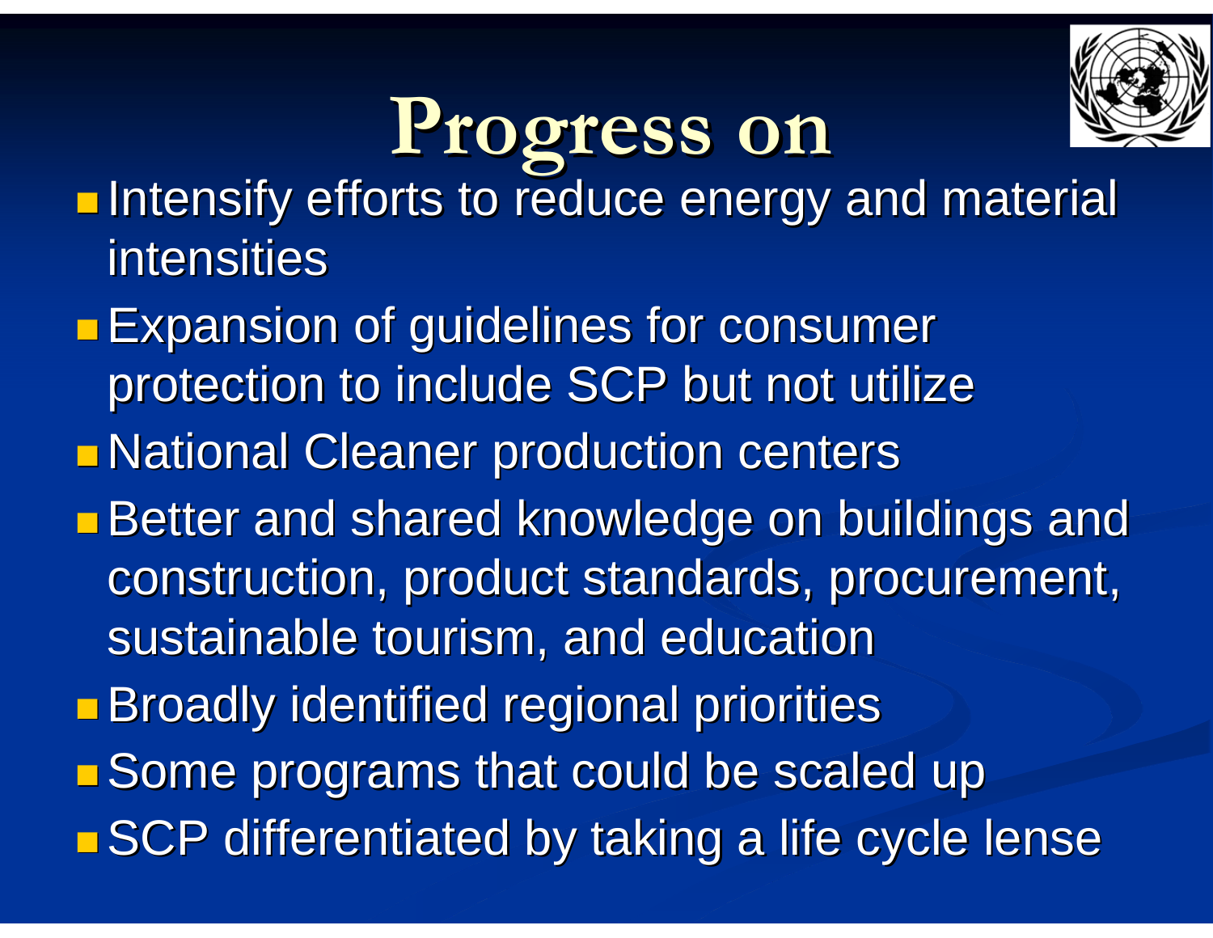# Progress on

- Intensify efforts to reduce energy and material intensities
- Expansion of guidelines for consumer protection to include SCP but not utilize
- National Cleaner production centers
- Better and shared knowledge on buildings and construction, product standards, procurement, sustainable tourism, and education
- Broadly identified regional priorities
- Some programs that could be scaled up
- SCP differentiated by taking a life cycle lense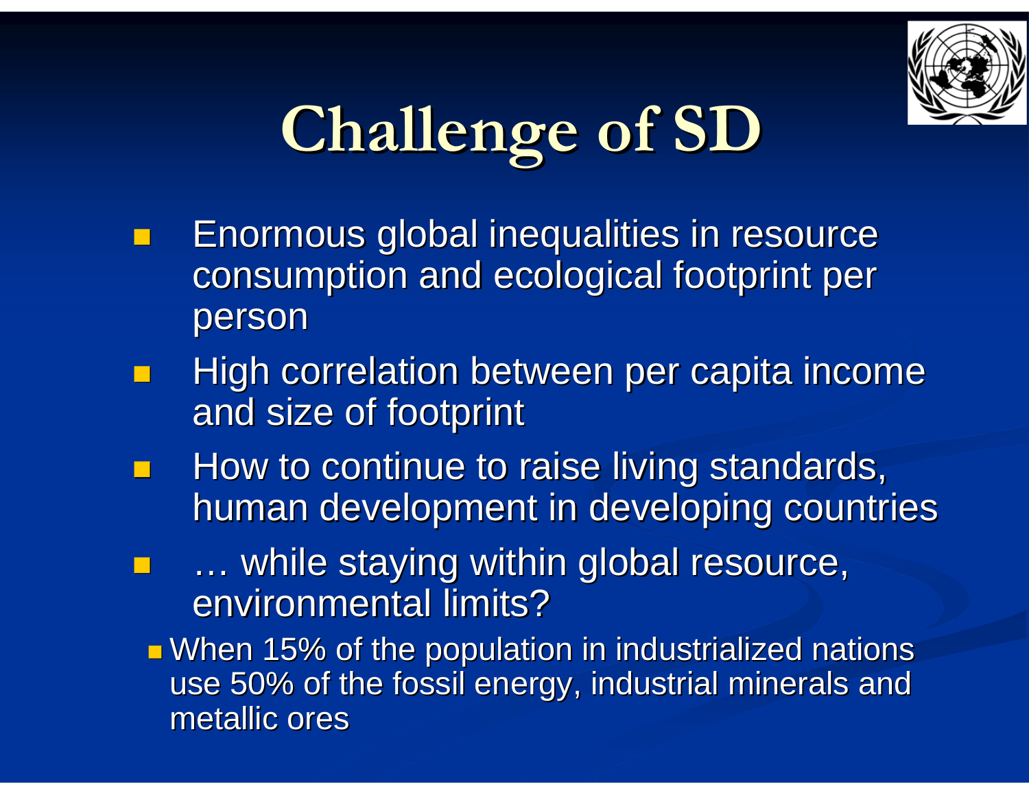# Challenge of SD

- Enormous global inequalities in resource consumption and ecological footprint per person
- High correlation between per capita income and size of footprint
- How to continue to raise living standards, human development in developing countries
- … while staying within global resource, environmental limits?
  - When 15% of the population in industrialized nations use 50% of the fossil energy, industrial minerals and metallic ores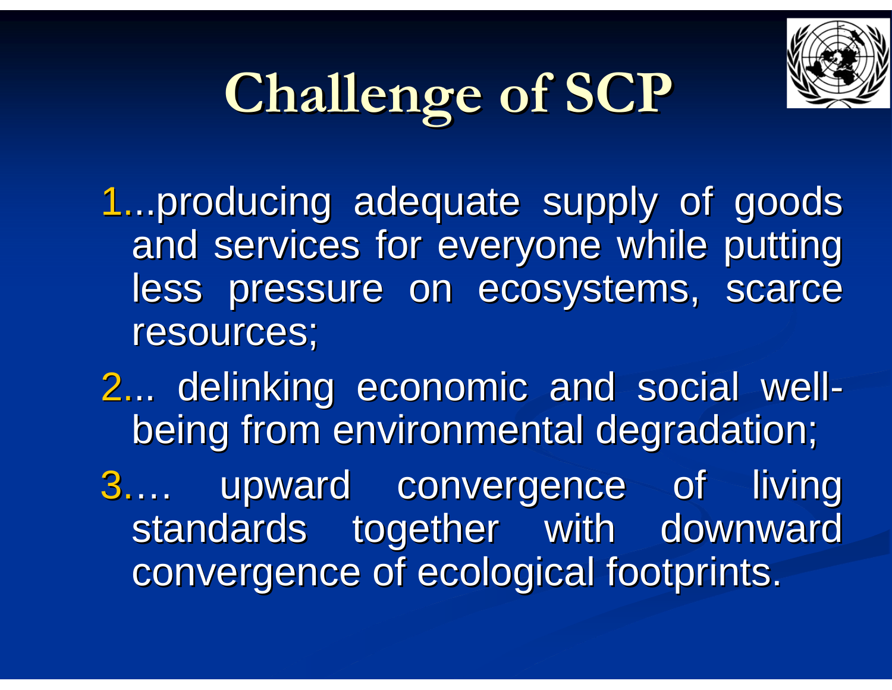# Challenge of SCP

1...producing adequate supply of goods and services for everyone while putting less pressure on ecosystems, scarce resources;

2... delinking economic and social well-being from environmental degradation;

3…. upward convergence of living standards together with downward convergence of ecological footprints.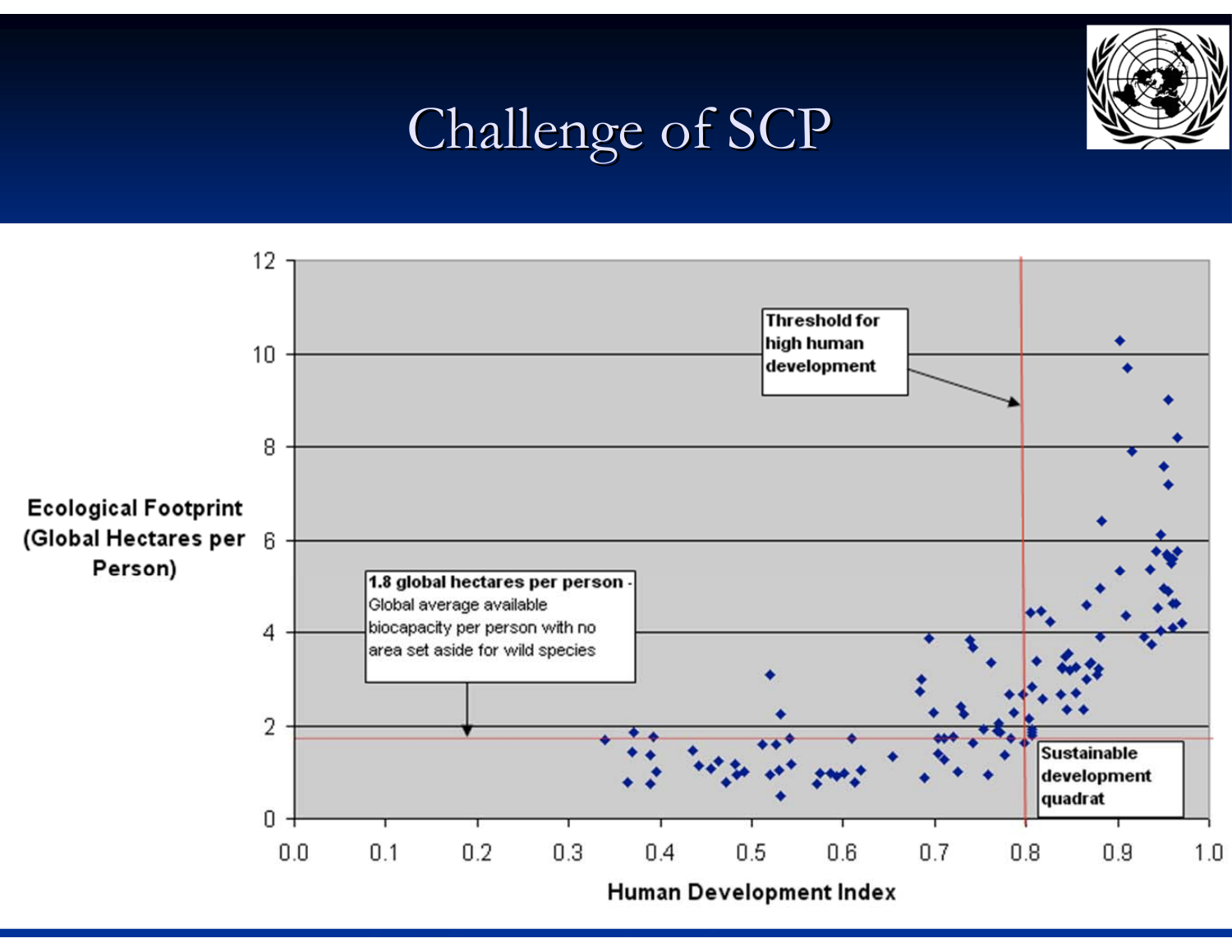# Challenge of SCP

Ecological Footprint (Global Hectares per Person)

Threshold for high human development

1.8 global hectares per person - Global average available biocapacity per person with no area set aside for wild species

Sustainable development quadrat

Human Development Index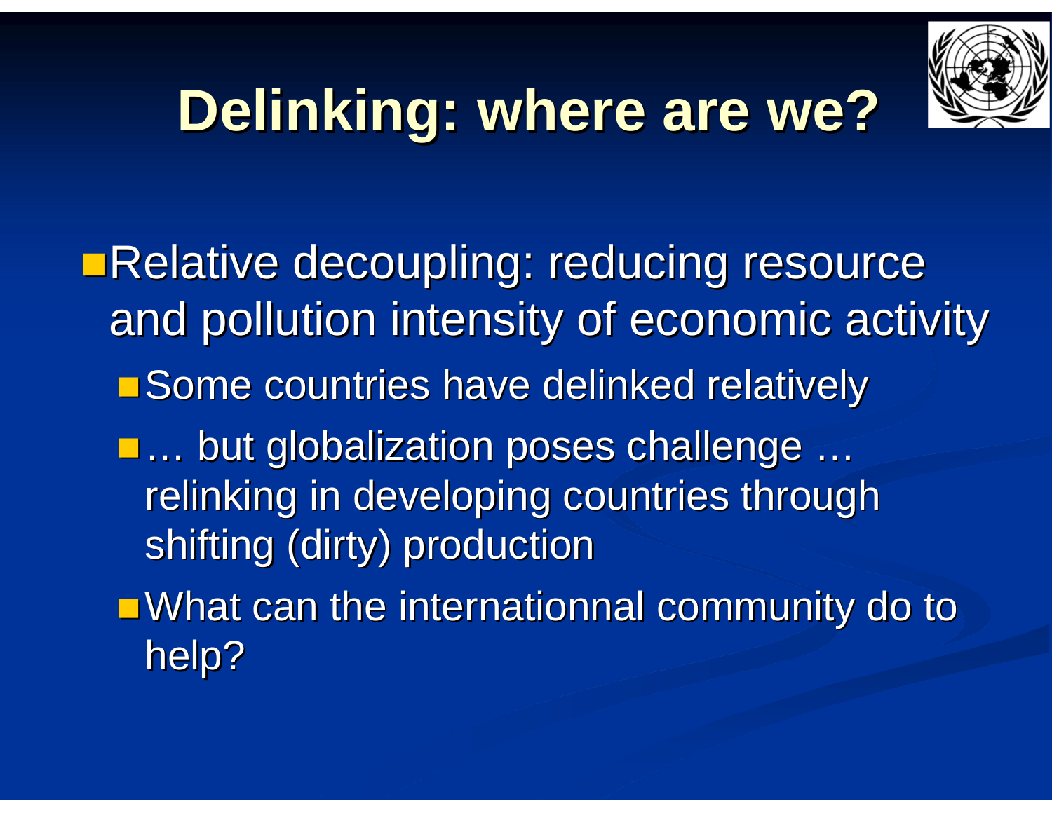# Delinking: where are we?

- Relative decoupling: reducing resource and pollution intensity of economic activity
  - Some countries have delinked relatively
  - … but globalization poses challenge … relinking in developing countries through shifting (dirty) production
  - What can the internationnal community do to help?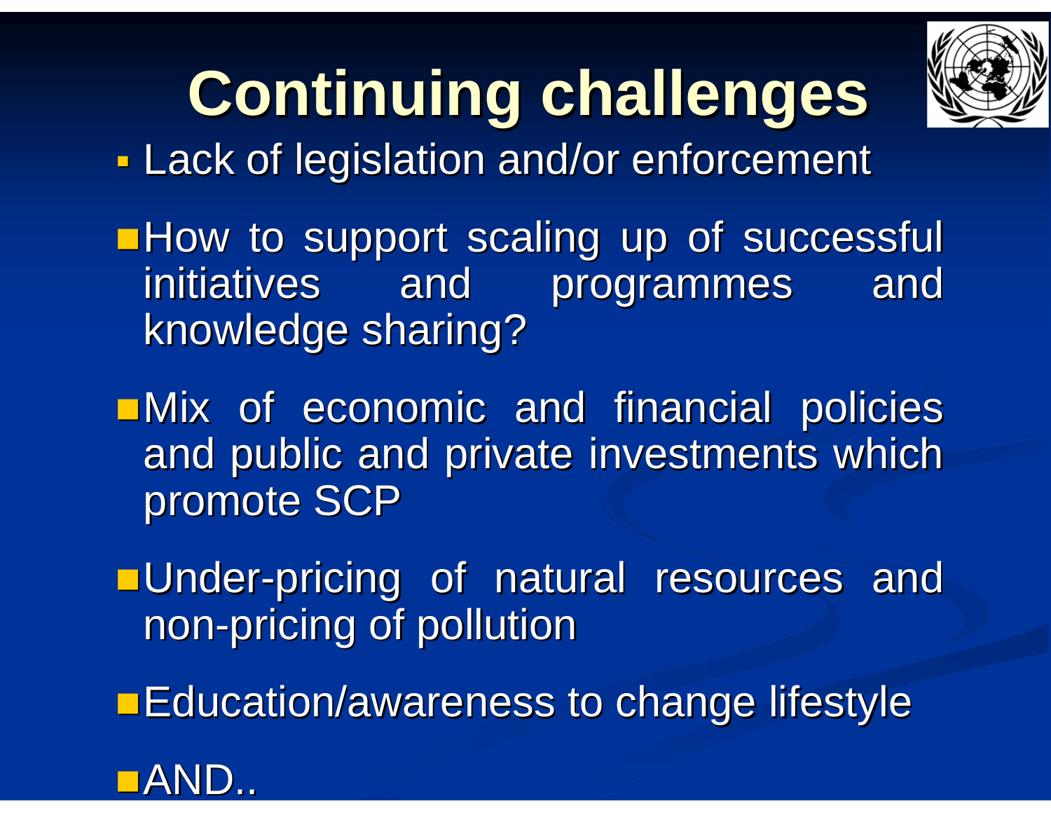# Continuing challenges

- Lack of legislation and/or enforcement
- How to support scaling up of successful initiatives and programmes and knowledge sharing?
- Mix of economic and financial policies and public and private investments which promote SCP
- Under-pricing of natural resources and non-pricing of pollution
- Education/awareness to change lifestyle
- AND..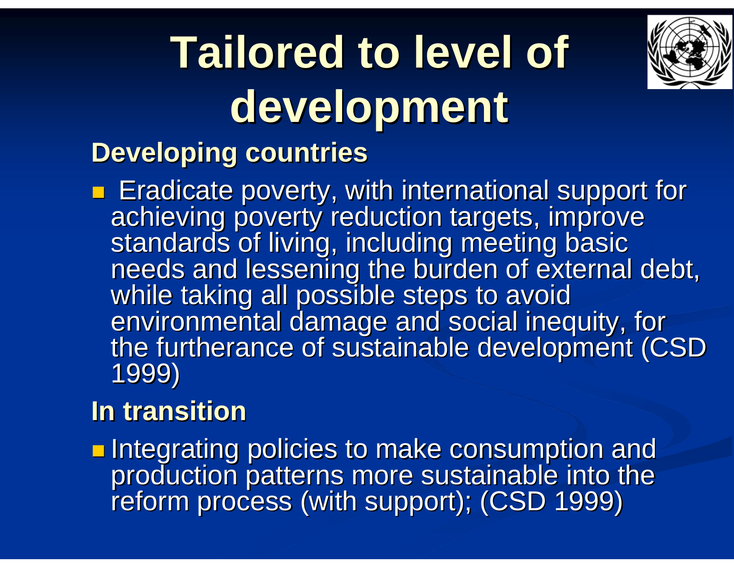# Tailored to level of development

### Developing countries

- Eradicate poverty, with international support for achieving poverty reduction targets, improve standards of living, including meeting basic needs and lessening the burden of external debt, while taking all possible steps to avoid environmental damage and social inequity, for the furtherance of sustainable development (CSD 1999)

### In transition

- Integrating policies to make consumption and production patterns more sustainable into the reform process (with support); (CSD 1999)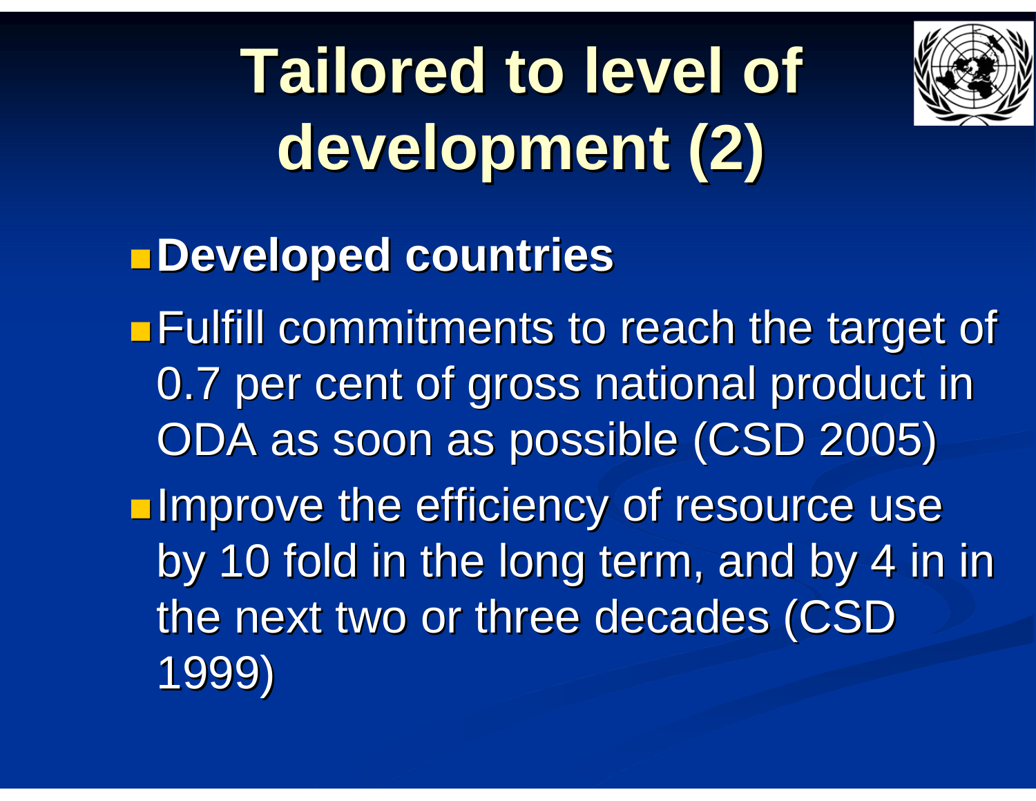# Tailored to level of development (2)

- **Developed countries**
- Fulfill commitments to reach the target of 0.7 per cent of gross national product in ODA as soon as possible (CSD 2005)
- Improve the efficiency of resource use by 10 fold in the long term, and by 4 in in the next two or three decades (CSD 1999)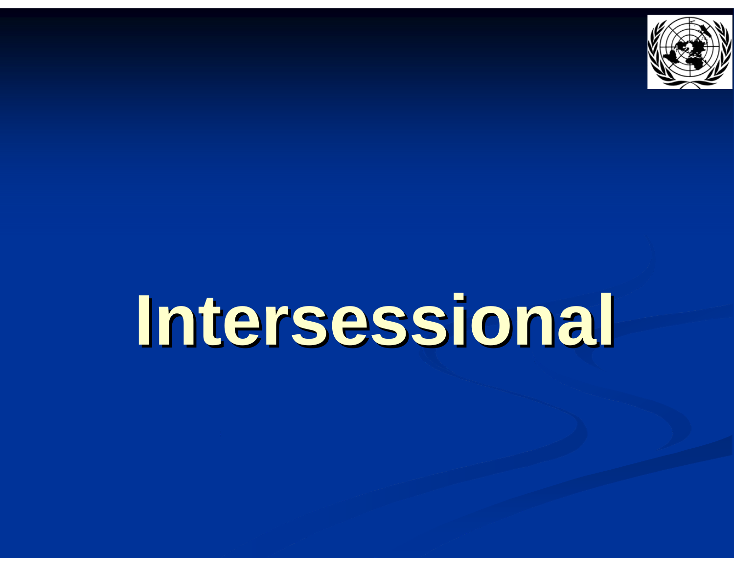# Intersessional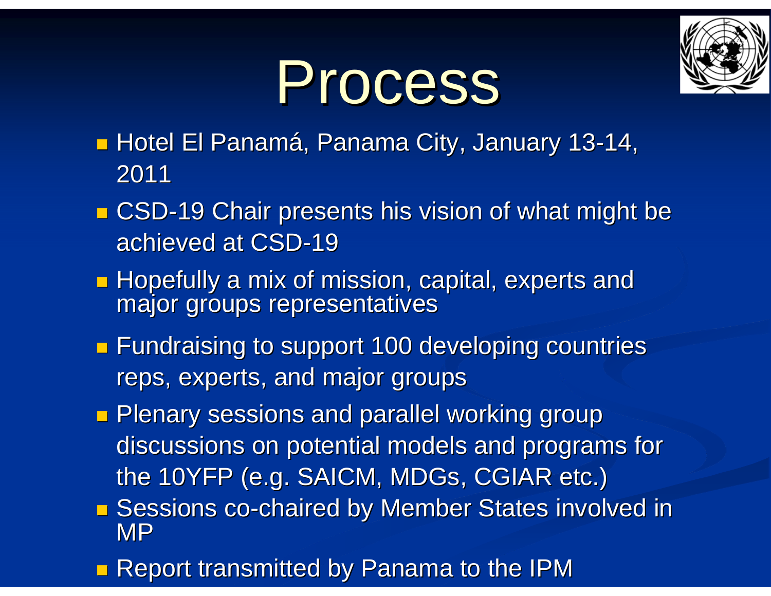# Process

- Hotel El Panamá, Panama City, January 13-14, 2011
- CSD-19 Chair presents his vision of what might be achieved at CSD-19
- Hopefully a mix of mission, capital, experts and major groups representatives
- Fundraising to support 100 developing countries reps, experts, and major groups
- Plenary sessions and parallel working group discussions on potential models and programs for the 10YFP (e.g. SAICM, MDGs, CGIAR etc.)
- Sessions co-chaired by Member States involved in MP
- Report transmitted by Panama to the IPM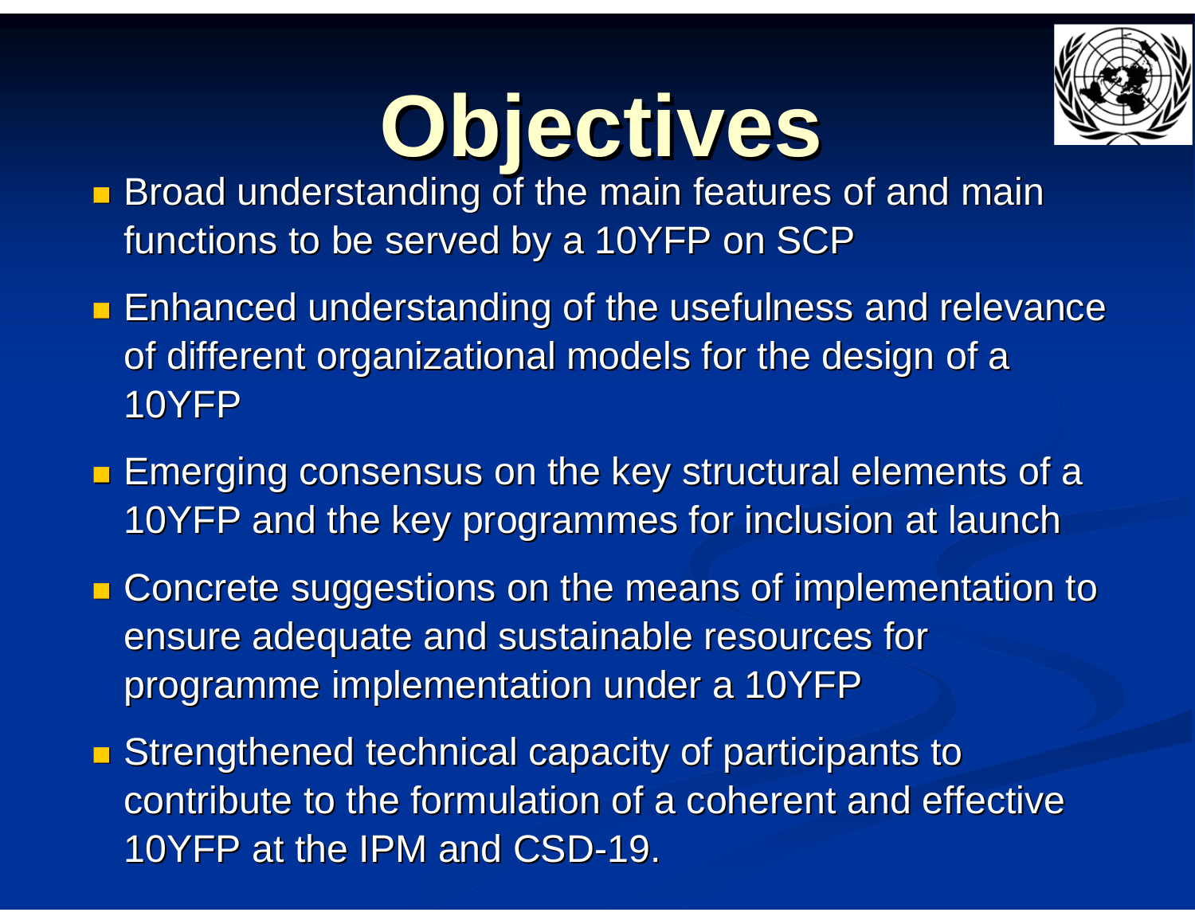# Objectives

- Broad understanding of the main features of and main functions to be served by a 10YFP on SCP
- Enhanced understanding of the usefulness and relevance of different organizational models for the design of a 10YFP
- Emerging consensus on the key structural elements of a 10YFP and the key programmes for inclusion at launch
- Concrete suggestions on the means of implementation to ensure adequate and sustainable resources for programme implementation under a 10YFP
- Strengthened technical capacity of participants to contribute to the formulation of a coherent and effective 10YFP at the IPM and CSD-19.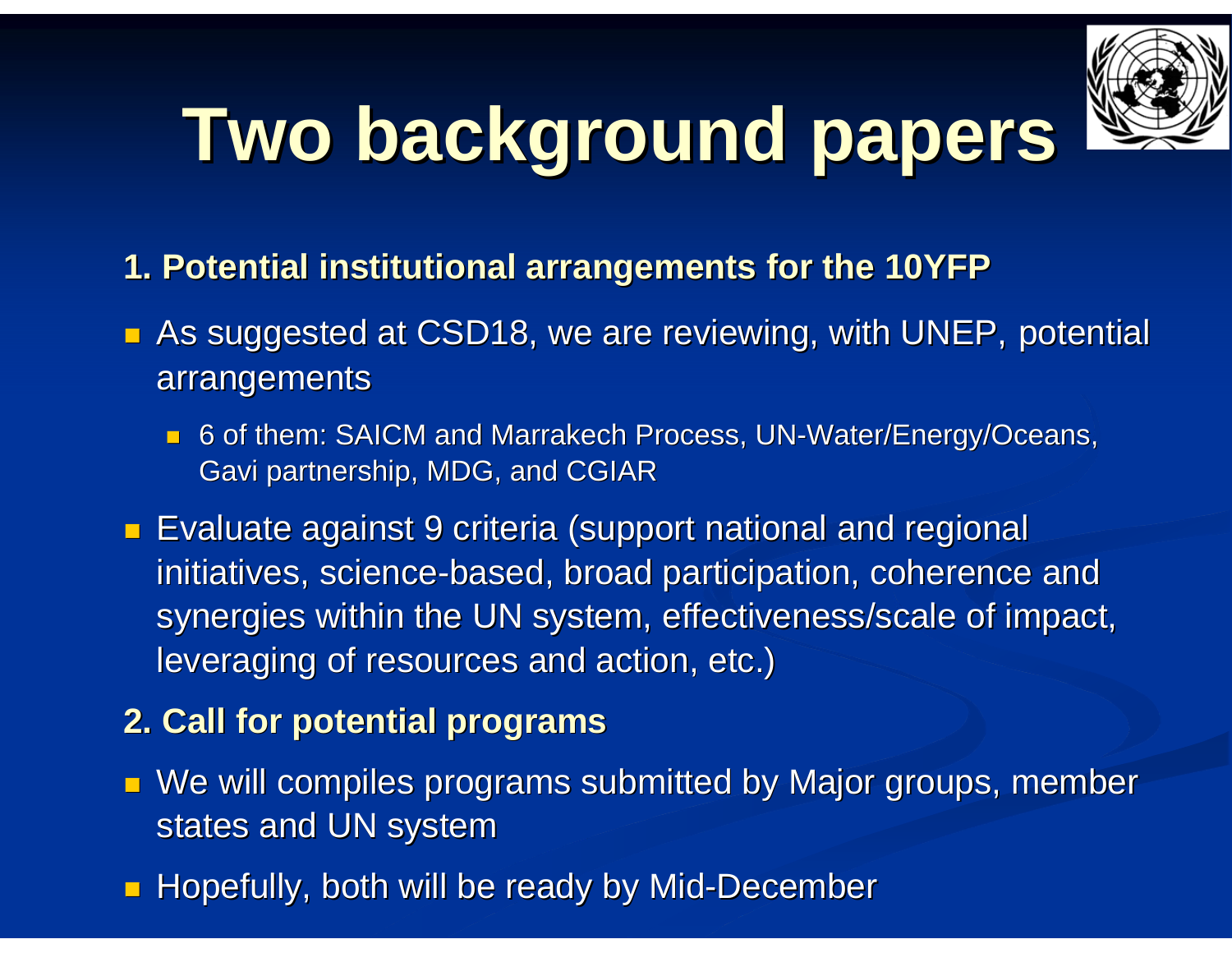# Two background papers

**1. Potential institutional arrangements for the 10YFP**

- As suggested at CSD18, we are reviewing, with UNEP, potential arrangements
  - 6 of them: SAICM and Marrakech Process, UN-Water/Energy/Oceans, Gavi partnership, MDG, and CGIAR
- Evaluate against 9 criteria (support national and regional initiatives, science-based, broad participation, coherence and synergies within the UN system, effectiveness/scale of impact, leveraging of resources and action, etc.)

**2. Call for potential programs**

- We will compiles programs submitted by Major groups, member states and UN system
- Hopefully, both will be ready by Mid-December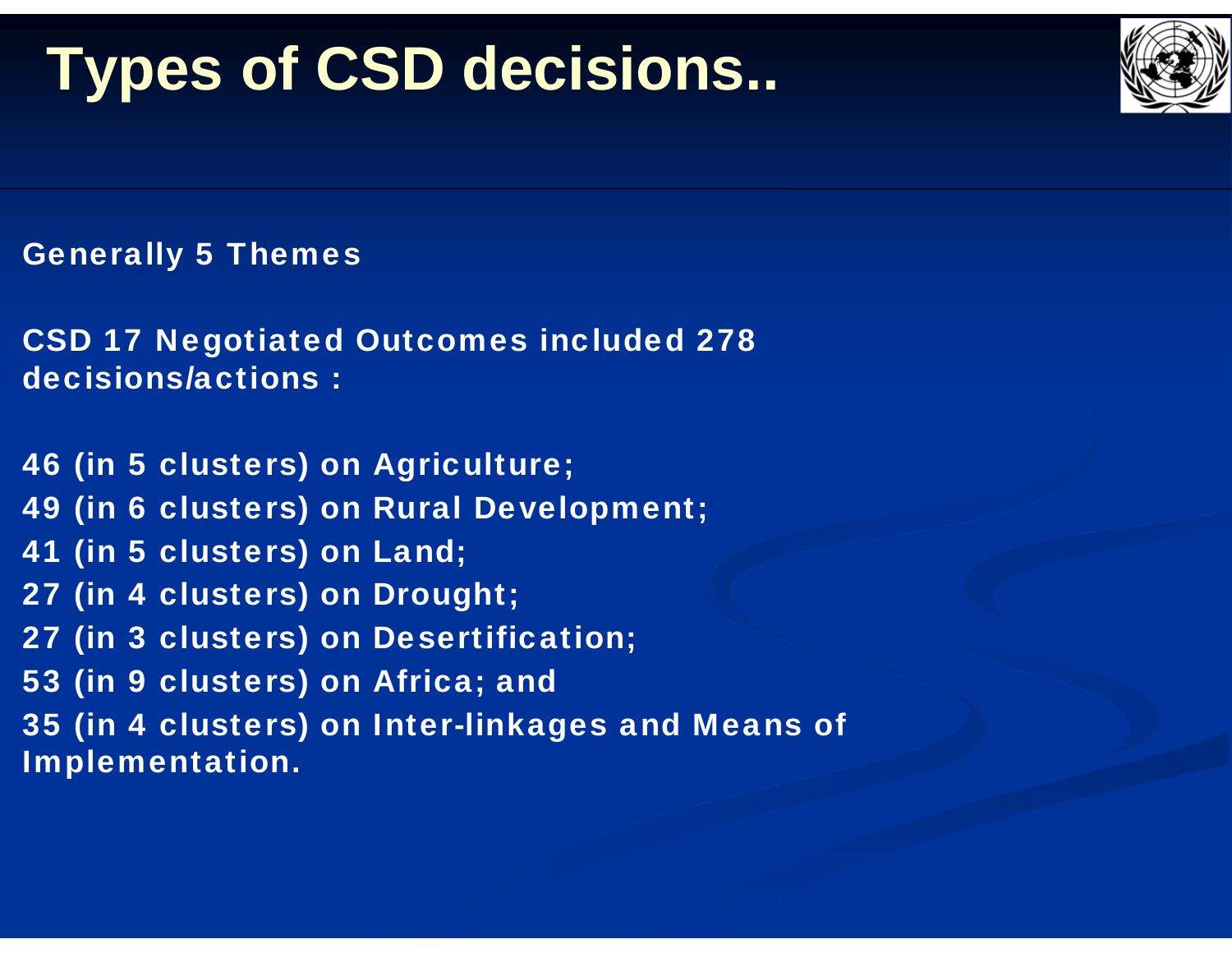# Types of CSD decisions..

**Generally 5 Themes**

**CSD 17 Negotiated Outcomes included 278 decisions/actions :**

**46 (in 5 clusters) on Agriculture;**
**49 (in 6 clusters) on Rural Development;**
**41 (in 5 clusters) on Land;**
**27 (in 4 clusters) on Drought;**
**27 (in 3 clusters) on Desertification;**
**53 (in 9 clusters) on Africa; and**
**35 (in 4 clusters) on Inter-linkages and Means of Implementation.**